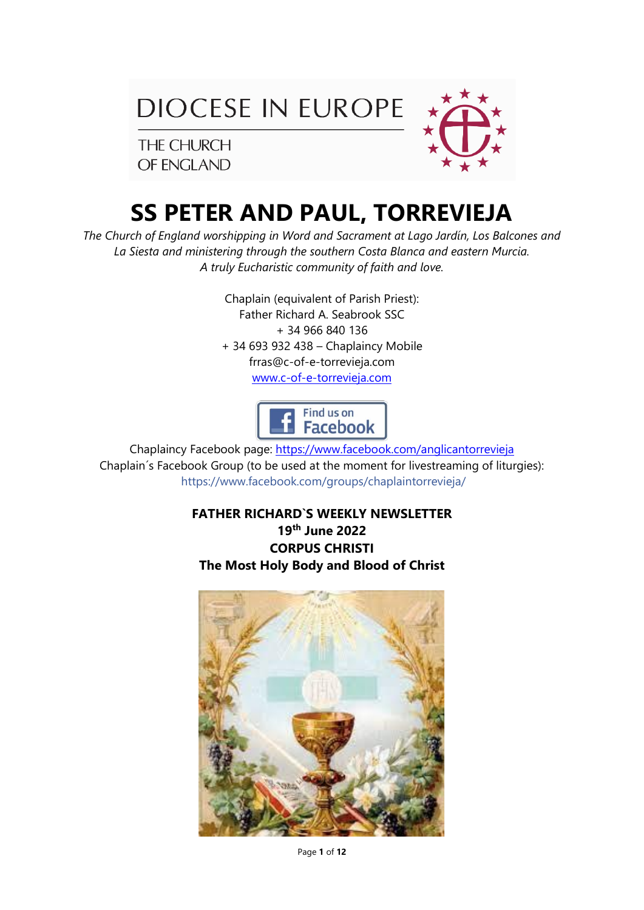DIOCESE IN EUROPE

THE CHURCH OF ENGLAND

# SS PETER AND PAUL, TORREVIEJA

*The Church of England worshipping in Word and Sacrament at Lago Jardín, Los Balcones and La Siesta and ministering through the southern Costa Blanca and eastern Murcia.*
*A truly Eucharistic community of faith and love.*

Chaplain (equivalent of Parish Priest):
Father Richard A. Seabrook SSC
+ 34 966 840 136
+ 34 693 932 438 – Chaplaincy Mobile
frras@c-of-e-torrevieja.com
www.c-of-e-torrevieja.com

Find us on Facebook

Chaplaincy Facebook page: https://www.facebook.com/anglicantorrevieja
Chaplain´s Facebook Group (to be used at the moment for livestreaming of liturgies):
https://www.facebook.com/groups/chaplaintorrevieja/

**FATHER RICHARD`S WEEKLY NEWSLETTER**
**19th June 2022**
**CORPUS CHRISTI**
**The Most Holy Body and Blood of Christ**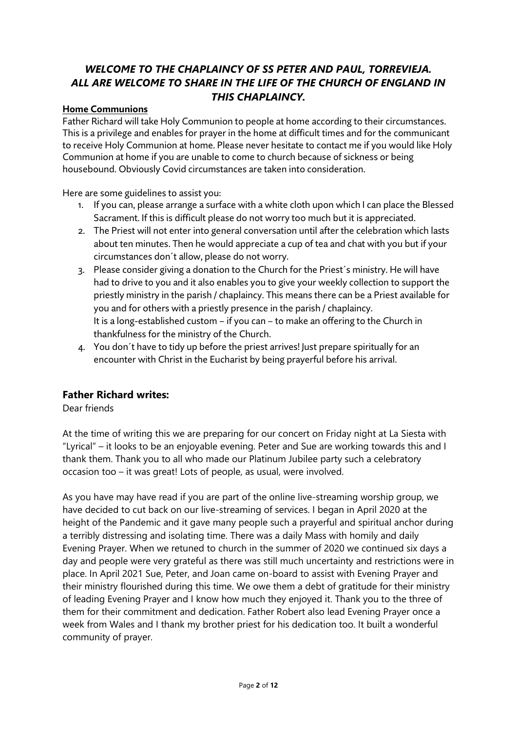***WELCOME TO THE CHAPLAINCY OF SS PETER AND PAUL, TORREVIEJA. ALL ARE WELCOME TO SHARE IN THE LIFE OF THE CHURCH OF ENGLAND IN THIS CHAPLAINCY.***

**Home Communions**

Father Richard will take Holy Communion to people at home according to their circumstances. This is a privilege and enables for prayer in the home at difficult times and for the communicant to receive Holy Communion at home. Please never hesitate to contact me if you would like Holy Communion at home if you are unable to come to church because of sickness or being housebound. Obviously Covid circumstances are taken into consideration.

Here are some guidelines to assist you:

1. If you can, please arrange a surface with a white cloth upon which I can place the Blessed Sacrament. If this is difficult please do not worry too much but it is appreciated.
2. The Priest will not enter into general conversation until after the celebration which lasts about ten minutes. Then he would appreciate a cup of tea and chat with you but if your circumstances don´t allow, please do not worry.
3. Please consider giving a donation to the Church for the Priest´s ministry. He will have had to drive to you and it also enables you to give your weekly collection to support the priestly ministry in the parish / chaplaincy. This means there can be a Priest available for you and for others with a priestly presence in the parish / chaplaincy.
   It is a long-established custom – if you can – to make an offering to the Church in thankfulness for the ministry of the Church.
4. You don´t have to tidy up before the priest arrives! Just prepare spiritually for an encounter with Christ in the Eucharist by being prayerful before his arrival.

## Father Richard writes:

Dear friends

At the time of writing this we are preparing for our concert on Friday night at La Siesta with "Lyrical" – it looks to be an enjoyable evening. Peter and Sue are working towards this and I thank them. Thank you to all who made our Platinum Jubilee party such a celebratory occasion too – it was great! Lots of people, as usual, were involved.

As you have may have read if you are part of the online live-streaming worship group, we have decided to cut back on our live-streaming of services. I began in April 2020 at the height of the Pandemic and it gave many people such a prayerful and spiritual anchor during a terribly distressing and isolating time. There was a daily Mass with homily and daily Evening Prayer. When we retuned to church in the summer of 2020 we continued six days a day and people were very grateful as there was still much uncertainty and restrictions were in place. In April 2021 Sue, Peter, and Joan came on-board to assist with Evening Prayer and their ministry flourished during this time. We owe them a debt of gratitude for their ministry of leading Evening Prayer and I know how much they enjoyed it. Thank you to the three of them for their commitment and dedication. Father Robert also lead Evening Prayer once a week from Wales and I thank my brother priest for his dedication too. It built a wonderful community of prayer.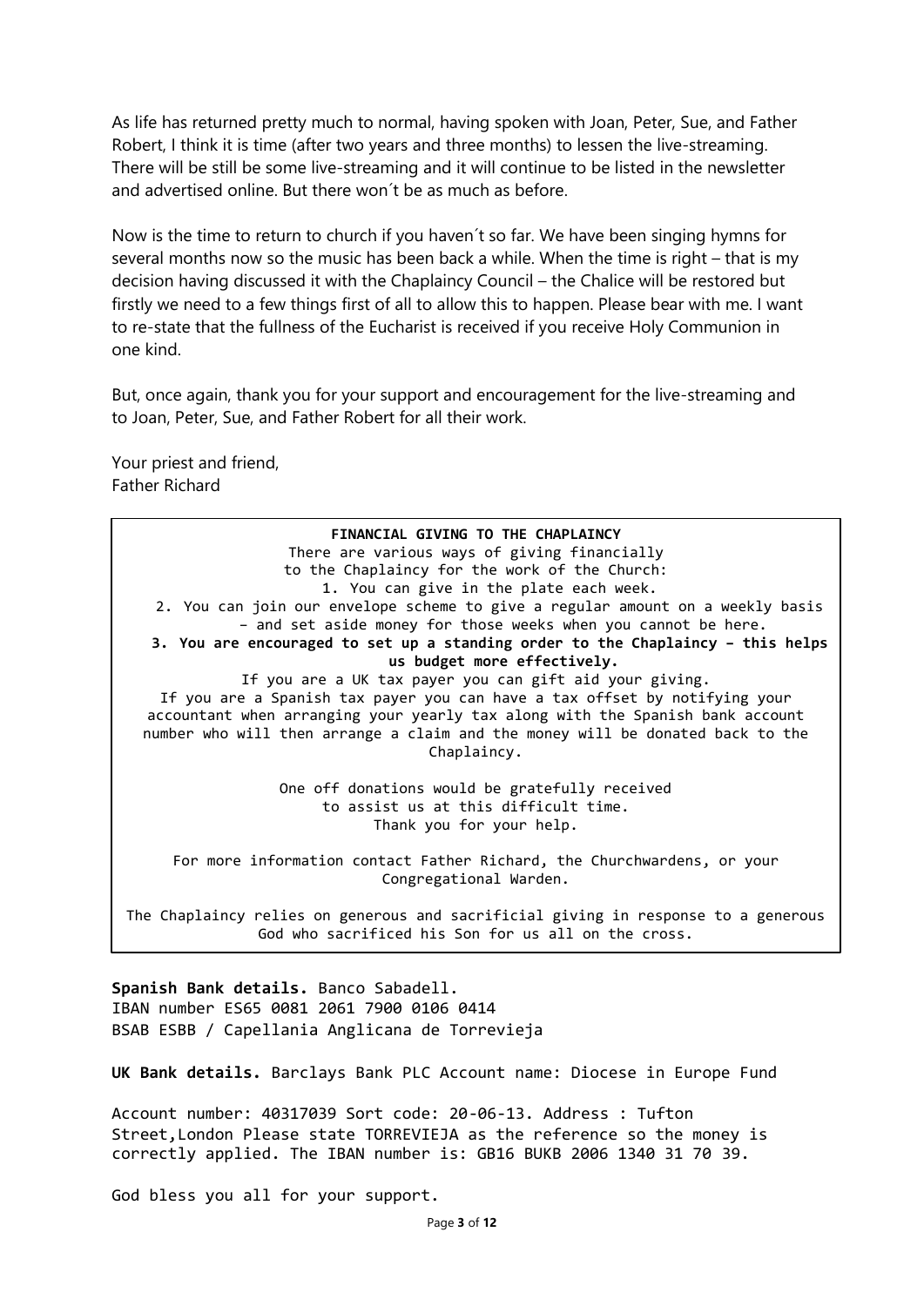As life has returned pretty much to normal, having spoken with Joan, Peter, Sue, and Father Robert, I think it is time (after two years and three months) to lessen the live-streaming. There will be still be some live-streaming and it will continue to be listed in the newsletter and advertised online. But there won´t be as much as before.

Now is the time to return to church if you haven´t so far. We have been singing hymns for several months now so the music has been back a while. When the time is right – that is my decision having discussed it with the Chaplaincy Council – the Chalice will be restored but firstly we need to a few things first of all to allow this to happen. Please bear with me. I want to re-state that the fullness of the Eucharist is received if you receive Holy Communion in one kind.

But, once again, thank you for your support and encouragement for the live-streaming and to Joan, Peter, Sue, and Father Robert for all their work.

Your priest and friend,
Father Richard

**FINANCIAL GIVING TO THE CHAPLAINCY**

There are various ways of giving financially to the Chaplaincy for the work of the Church:

1. You can give in the plate each week.
2. You can join our envelope scheme to give a regular amount on a weekly basis – and set aside money for those weeks when you cannot be here.
3. **You are encouraged to set up a standing order to the Chaplaincy – this helps us budget more effectively.**

If you are a UK tax payer you can gift aid your giving.
If you are a Spanish tax payer you can have a tax offset by notifying your accountant when arranging your yearly tax along with the Spanish bank account number who will then arrange a claim and the money will be donated back to the Chaplaincy.

One off donations would be gratefully received to assist us at this difficult time.
Thank you for your help.

For more information contact Father Richard, the Churchwardens, or your Congregational Warden.

The Chaplaincy relies on generous and sacrificial giving in response to a generous God who sacrificed his Son for us all on the cross.

**Spanish Bank details.** Banco Sabadell.
IBAN number ES65 0081 2061 7900 0106 0414
BSAB ESBB / Capellania Anglicana de Torrevieja

**UK Bank details.** Barclays Bank PLC Account name: Diocese in Europe Fund

Account number: 40317039 Sort code: 20-06-13. Address : Tufton Street,London Please state TORREVIEJA as the reference so the money is correctly applied. The IBAN number is: GB16 BUKB 2006 1340 31 70 39.

God bless you all for your support.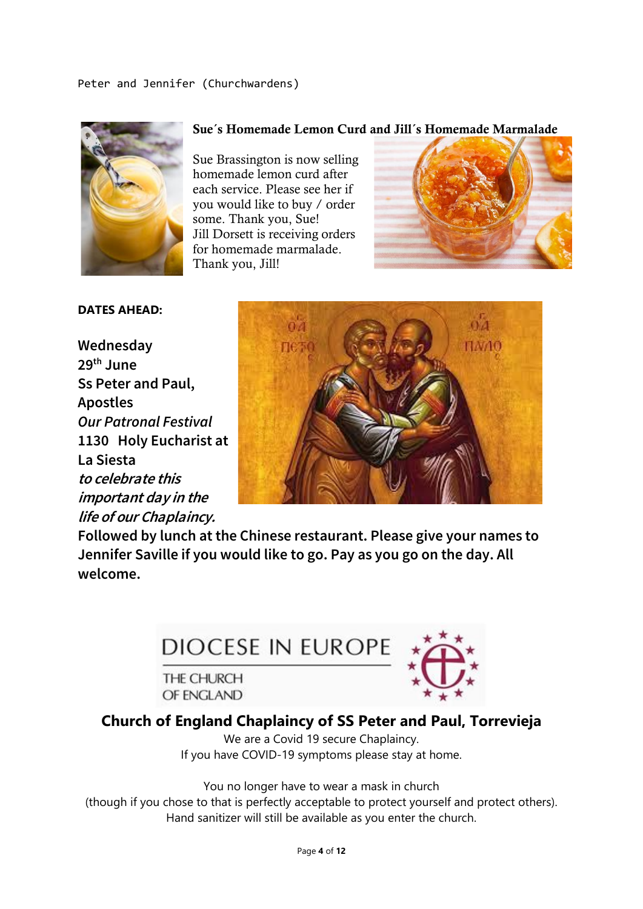Peter and Jennifer (Churchwardens)

**Sue´s Homemade Lemon Curd and Jill´s Homemade Marmalade**

Sue Brassington is now selling homemade lemon curd after each service. Please see her if you would like to buy / order some. Thank you, Sue!
Jill Dorsett is receiving orders for homemade marmalade. Thank you, Jill!

**DATES AHEAD:**

**Wednesday 29th June**
**Ss Peter and Paul, Apostles**
***Our Patronal Festival***
**1130 Holy Eucharist at La Siesta**
***to celebrate this important day in the life of our Chaplaincy.***
**Followed by lunch at the Chinese restaurant. Please give your names to Jennifer Saville if you would like to go. Pay as you go on the day. All welcome.**

DIOCESE IN EUROPE
THE CHURCH OF ENGLAND

**Church of England Chaplaincy of SS Peter and Paul, Torrevieja**

We are a Covid 19 secure Chaplaincy.
If you have COVID-19 symptoms please stay at home.

You no longer have to wear a mask in church
(though if you chose to that is perfectly acceptable to protect yourself and protect others).
Hand sanitizer will still be available as you enter the church.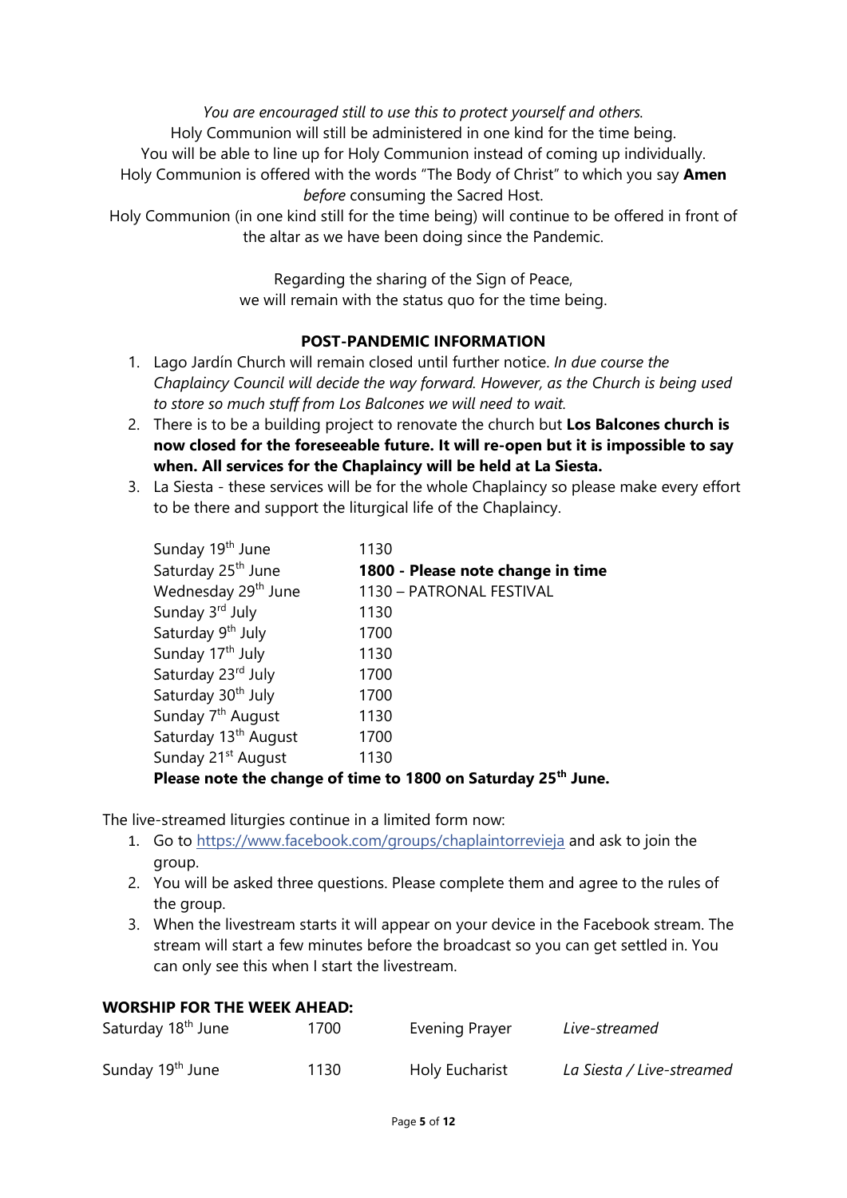*You are encouraged still to use this to protect yourself and others.*
Holy Communion will still be administered in one kind for the time being.
You will be able to line up for Holy Communion instead of coming up individually.
Holy Communion is offered with the words "The Body of Christ" to which you say **Amen** *before* consuming the Sacred Host.
Holy Communion (in one kind still for the time being) will continue to be offered in front of the altar as we have been doing since the Pandemic.

Regarding the sharing of the Sign of Peace,
we will remain with the status quo for the time being.

**POST-PANDEMIC INFORMATION**

1. Lago Jardín Church will remain closed until further notice. *In due course the Chaplaincy Council will decide the way forward. However, as the Church is being used to store so much stuff from Los Balcones we will need to wait.*
2. There is to be a building project to renovate the church but **Los Balcones church is now closed for the foreseeable future. It will re-open but it is impossible to say when. All services for the Chaplaincy will be held at La Siesta.**
3. La Siesta - these services will be for the whole Chaplaincy so please make every effort to be there and support the liturgical life of the Chaplaincy.

| | |
|---|---|
| Sunday 19th June | 1130 |
| Saturday 25th June | **1800 - Please note change in time** |
| Wednesday 29th June | 1130 – PATRONAL FESTIVAL |
| Sunday 3rd July | 1130 |
| Saturday 9th July | 1700 |
| Sunday 17th July | 1130 |
| Saturday 23rd July | 1700 |
| Saturday 30th July | 1700 |
| Sunday 7th August | 1130 |
| Saturday 13th August | 1700 |
| Sunday 21st August | 1130 |

**Please note the change of time to 1800 on Saturday 25th June.**

The live-streamed liturgies continue in a limited form now:

1. Go to https://www.facebook.com/groups/chaplaintorrevieja and ask to join the group.
2. You will be asked three questions. Please complete them and agree to the rules of the group.
3. When the livestream starts it will appear on your device in the Facebook stream. The stream will start a few minutes before the broadcast so you can get settled in. You can only see this when I start the livestream.

**WORSHIP FOR THE WEEK AHEAD:**

| | | | |
|---|---|---|---|
| Saturday 18th June | 1700 | Evening Prayer | *Live-streamed* |
| Sunday 19th June | 1130 | Holy Eucharist | *La Siesta / Live-streamed* |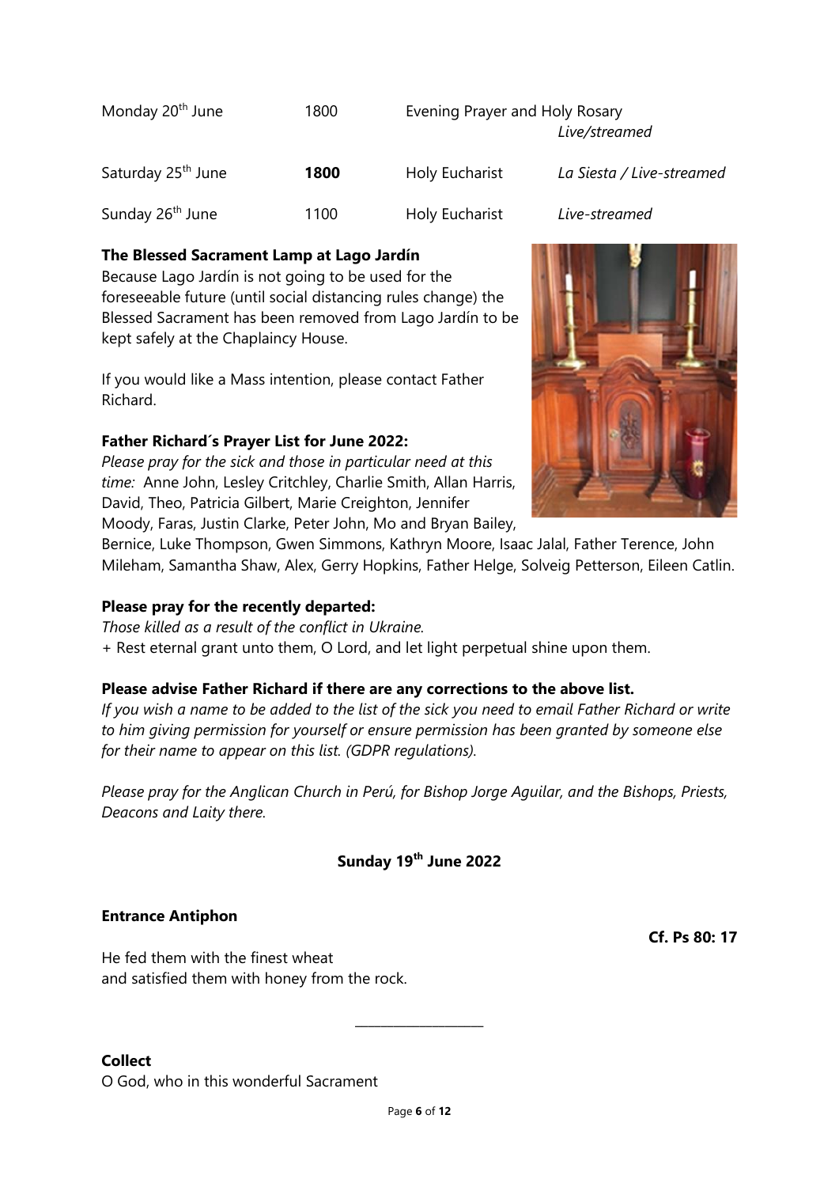| | | | |
|---|---|---|---|
| Monday 20th June | 1800 | Evening Prayer and Holy Rosary | *Live/streamed* |
| Saturday 25th June | **1800** | Holy Eucharist | *La Siesta / Live-streamed* |
| Sunday 26th June | 1100 | Holy Eucharist | *Live-streamed* |

**The Blessed Sacrament Lamp at Lago Jardín**

Because Lago Jardín is not going to be used for the foreseeable future (until social distancing rules change) the Blessed Sacrament has been removed from Lago Jardín to be kept safely at the Chaplaincy House.

If you would like a Mass intention, please contact Father Richard.

**Father Richard´s Prayer List for June 2022:**

*Please pray for the sick and those in particular need at this time:* Anne John, Lesley Critchley, Charlie Smith, Allan Harris, David, Theo, Patricia Gilbert, Marie Creighton, Jennifer Moody, Faras, Justin Clarke, Peter John, Mo and Bryan Bailey, Bernice, Luke Thompson, Gwen Simmons, Kathryn Moore, Isaac Jalal, Father Terence, John Mileham, Samantha Shaw, Alex, Gerry Hopkins, Father Helge, Solveig Petterson, Eileen Catlin.

**Please pray for the recently departed:**

*Those killed as a result of the conflict in Ukraine.*

+ Rest eternal grant unto them, O Lord, and let light perpetual shine upon them.

**Please advise Father Richard if there are any corrections to the above list.**

*If you wish a name to be added to the list of the sick you need to email Father Richard or write to him giving permission for yourself or ensure permission has been granted by someone else for their name to appear on this list. (GDPR regulations).*

*Please pray for the Anglican Church in Perú, for Bishop Jorge Aguilar, and the Bishops, Priests, Deacons and Laity there.*

## Sunday 19th June 2022

**Entrance Antiphon**

**Cf. Ps 80: 17**

He fed them with the finest wheat
and satisfied them with honey from the rock.

---

**Collect**

O God, who in this wonderful Sacrament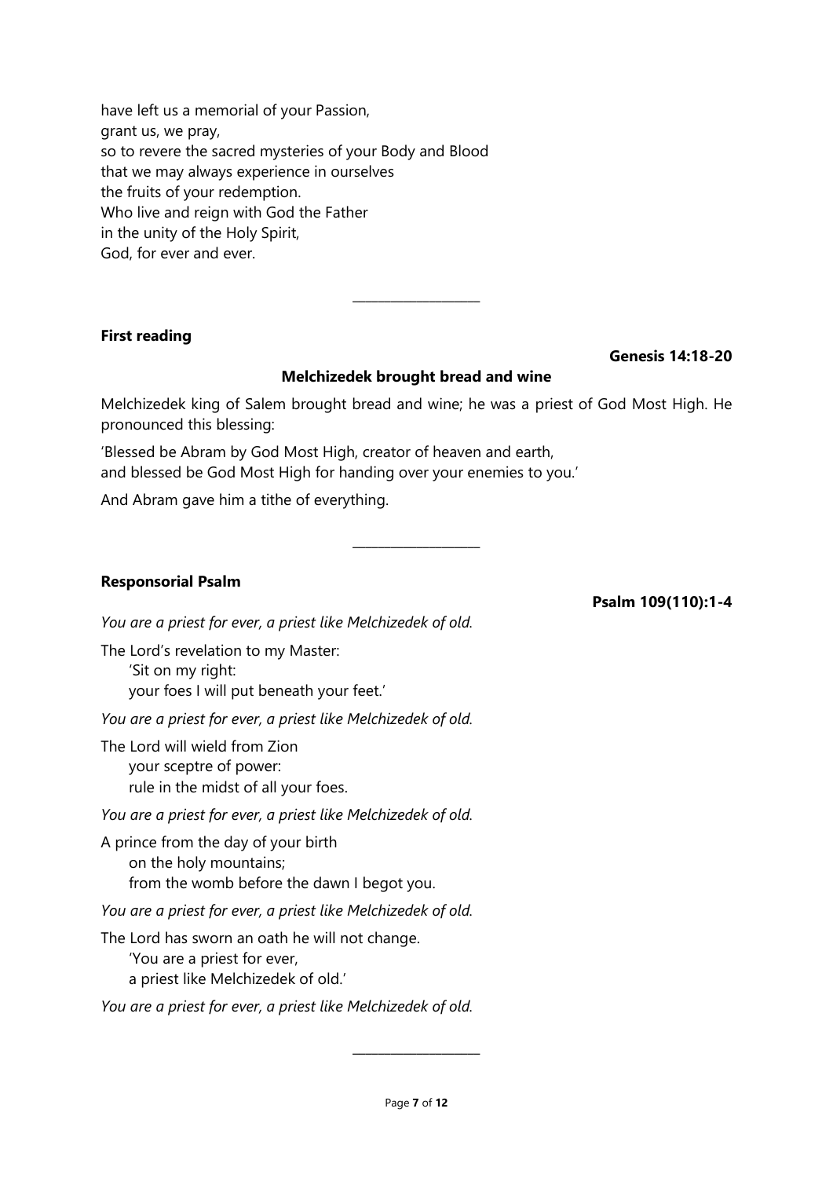have left us a memorial of your Passion,
grant us, we pray,
so to revere the sacred mysteries of your Body and Blood
that we may always experience in ourselves
the fruits of your redemption.
Who live and reign with God the Father
in the unity of the Holy Spirit,
God, for ever and ever.

---

**First reading**

**Genesis 14:18-20**

**Melchizedek brought bread and wine**

Melchizedek king of Salem brought bread and wine; he was a priest of God Most High. He pronounced this blessing:

'Blessed be Abram by God Most High, creator of heaven and earth,
and blessed be God Most High for handing over your enemies to you.'

And Abram gave him a tithe of everything.

---

**Responsorial Psalm**

**Psalm 109(110):1-4**

*You are a priest for ever, a priest like Melchizedek of old.*

The Lord's revelation to my Master:
 'Sit on my right:
 your foes I will put beneath your feet.'

*You are a priest for ever, a priest like Melchizedek of old.*

The Lord will wield from Zion
 your sceptre of power:
 rule in the midst of all your foes.

*You are a priest for ever, a priest like Melchizedek of old.*

A prince from the day of your birth
 on the holy mountains;
 from the womb before the dawn I begot you.

*You are a priest for ever, a priest like Melchizedek of old.*

The Lord has sworn an oath he will not change.
 'You are a priest for ever,
 a priest like Melchizedek of old.'

*You are a priest for ever, a priest like Melchizedek of old.*

---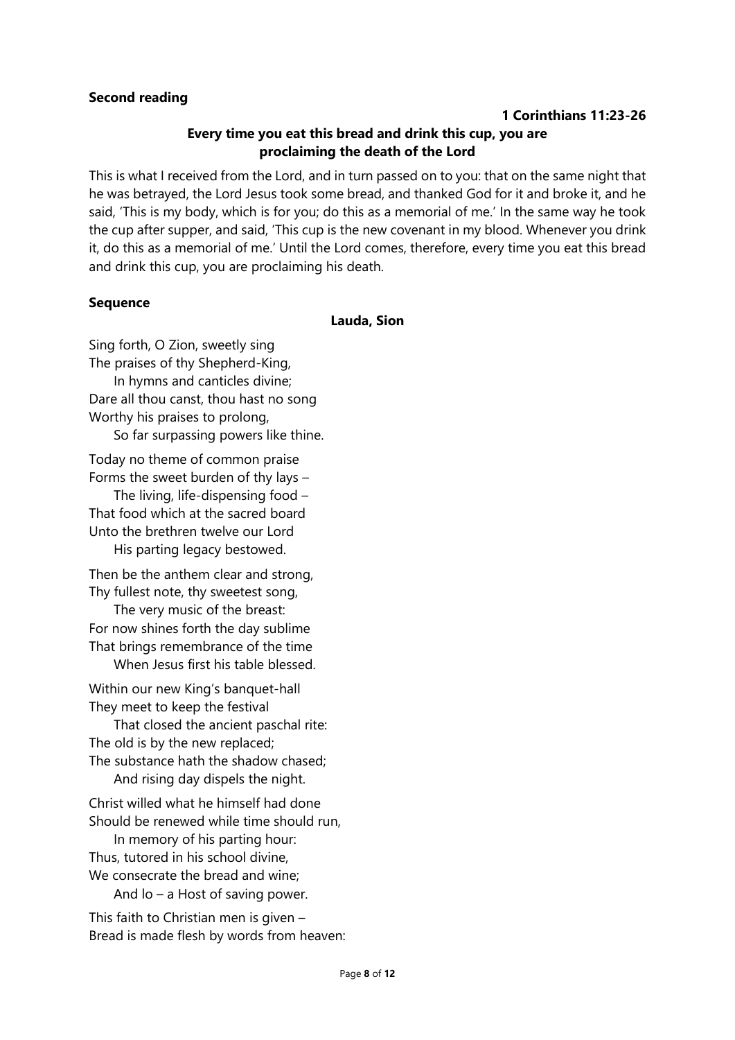**Second reading**

**1 Corinthians 11:23-26**

**Every time you eat this bread and drink this cup, you are proclaiming the death of the Lord**

This is what I received from the Lord, and in turn passed on to you: that on the same night that he was betrayed, the Lord Jesus took some bread, and thanked God for it and broke it, and he said, 'This is my body, which is for you; do this as a memorial of me.' In the same way he took the cup after supper, and said, 'This cup is the new covenant in my blood. Whenever you drink it, do this as a memorial of me.' Until the Lord comes, therefore, every time you eat this bread and drink this cup, you are proclaiming his death.

**Sequence**

**Lauda, Sion**

Sing forth, O Zion, sweetly sing
The praises of thy Shepherd-King,
    In hymns and canticles divine;
Dare all thou canst, thou hast no song
Worthy his praises to prolong,
    So far surpassing powers like thine.

Today no theme of common praise
Forms the sweet burden of thy lays –
    The living, life-dispensing food –
That food which at the sacred board
Unto the brethren twelve our Lord
    His parting legacy bestowed.

Then be the anthem clear and strong,
Thy fullest note, thy sweetest song,
    The very music of the breast:
For now shines forth the day sublime
That brings remembrance of the time
    When Jesus first his table blessed.

Within our new King's banquet-hall
They meet to keep the festival
    That closed the ancient paschal rite:
The old is by the new replaced;
The substance hath the shadow chased;
    And rising day dispels the night.

Christ willed what he himself had done
Should be renewed while time should run,
    In memory of his parting hour:
Thus, tutored in his school divine,
We consecrate the bread and wine;
    And lo – a Host of saving power.

This faith to Christian men is given –
Bread is made flesh by words from heaven: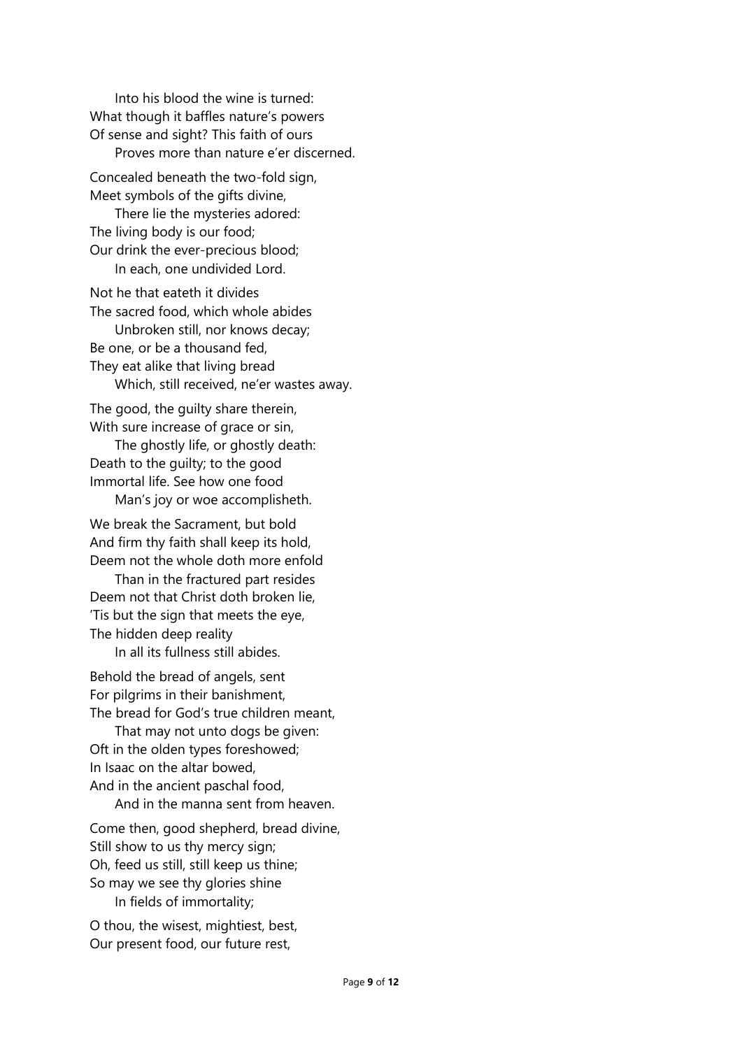Into his blood the wine is turned:  
What though it baffles nature's powers  
Of sense and sight? This faith of ours  
Proves more than nature e'er discerned.

Concealed beneath the two-fold sign,  
Meet symbols of the gifts divine,  
There lie the mysteries adored:  
The living body is our food;  
Our drink the ever-precious blood;  
In each, one undivided Lord.

Not he that eateth it divides  
The sacred food, which whole abides  
Unbroken still, nor knows decay;  
Be one, or be a thousand fed,  
They eat alike that living bread  
Which, still received, ne'er wastes away.

The good, the guilty share therein,  
With sure increase of grace or sin,  
The ghostly life, or ghostly death:  
Death to the guilty; to the good  
Immortal life. See how one food  
Man's joy or woe accomplisheth.

We break the Sacrament, but bold  
And firm thy faith shall keep its hold,  
Deem not the whole doth more enfold  
Than in the fractured part resides  
Deem not that Christ doth broken lie,  
'Tis but the sign that meets the eye,  
The hidden deep reality  
In all its fullness still abides.

Behold the bread of angels, sent  
For pilgrims in their banishment,  
The bread for God's true children meant,  
That may not unto dogs be given:  
Oft in the olden types foreshowed;  
In Isaac on the altar bowed,  
And in the ancient paschal food,  
And in the manna sent from heaven.

Come then, good shepherd, bread divine,  
Still show to us thy mercy sign;  
Oh, feed us still, still keep us thine;  
So may we see thy glories shine  
In fields of immortality;

O thou, the wisest, mightiest, best,  
Our present food, our future rest,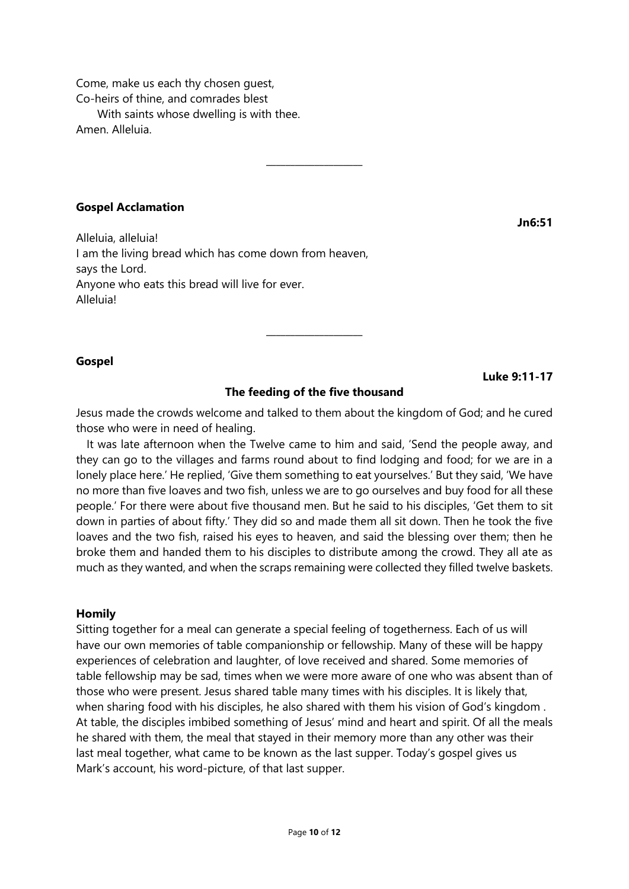Come, make us each thy chosen guest,
Co-heirs of thine, and comrades blest
With saints whose dwelling is with thee.
Amen. Alleluia.

---

**Gospel Acclamation**

**Jn6:51**

Alleluia, alleluia!
I am the living bread which has come down from heaven,
says the Lord.
Anyone who eats this bread will live for ever.
Alleluia!

---

**Gospel**

**Luke 9:11-17**

**The feeding of the five thousand**

Jesus made the crowds welcome and talked to them about the kingdom of God; and he cured those who were in need of healing.

It was late afternoon when the Twelve came to him and said, 'Send the people away, and they can go to the villages and farms round about to find lodging and food; for we are in a lonely place here.' He replied, 'Give them something to eat yourselves.' But they said, 'We have no more than five loaves and two fish, unless we are to go ourselves and buy food for all these people.' For there were about five thousand men. But he said to his disciples, 'Get them to sit down in parties of about fifty.' They did so and made them all sit down. Then he took the five loaves and the two fish, raised his eyes to heaven, and said the blessing over them; then he broke them and handed them to his disciples to distribute among the crowd. They all ate as much as they wanted, and when the scraps remaining were collected they filled twelve baskets.

**Homily**

Sitting together for a meal can generate a special feeling of togetherness. Each of us will have our own memories of table companionship or fellowship. Many of these will be happy experiences of celebration and laughter, of love received and shared. Some memories of table fellowship may be sad, times when we were more aware of one who was absent than of those who were present. Jesus shared table many times with his disciples. It is likely that, when sharing food with his disciples, he also shared with them his vision of God's kingdom . At table, the disciples imbibed something of Jesus' mind and heart and spirit. Of all the meals he shared with them, the meal that stayed in their memory more than any other was their last meal together, what came to be known as the last supper. Today's gospel gives us Mark's account, his word-picture, of that last supper.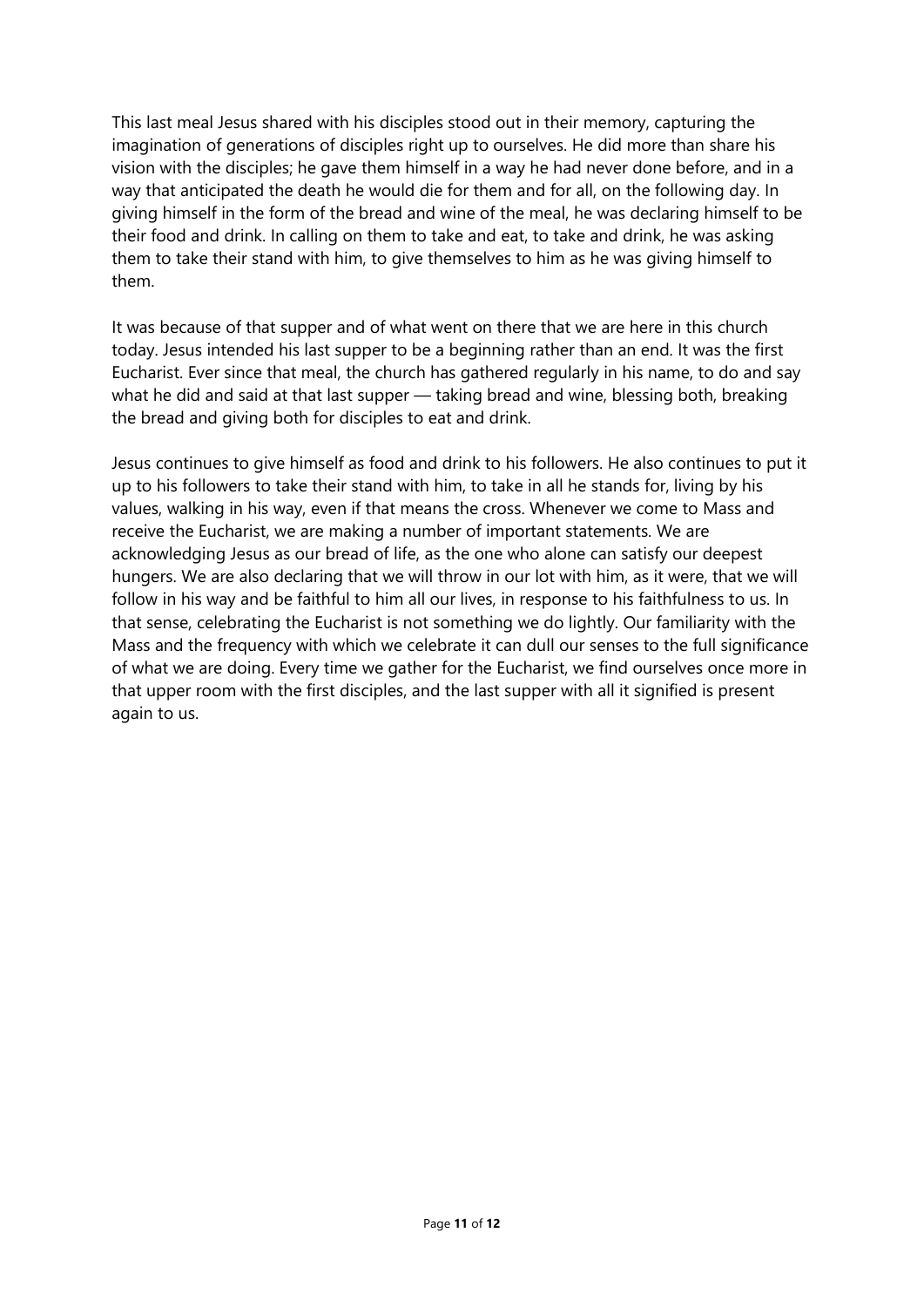This last meal Jesus shared with his disciples stood out in their memory, capturing the imagination of generations of disciples right up to ourselves. He did more than share his vision with the disciples; he gave them himself in a way he had never done before, and in a way that anticipated the death he would die for them and for all, on the following day. In giving himself in the form of the bread and wine of the meal, he was declaring himself to be their food and drink. In calling on them to take and eat, to take and drink, he was asking them to take their stand with him, to give themselves to him as he was giving himself to them.

It was because of that supper and of what went on there that we are here in this church today. Jesus intended his last supper to be a beginning rather than an end. It was the first Eucharist. Ever since that meal, the church has gathered regularly in his name, to do and say what he did and said at that last supper — taking bread and wine, blessing both, breaking the bread and giving both for disciples to eat and drink.

Jesus continues to give himself as food and drink to his followers. He also continues to put it up to his followers to take their stand with him, to take in all he stands for, living by his values, walking in his way, even if that means the cross. Whenever we come to Mass and receive the Eucharist, we are making a number of important statements. We are acknowledging Jesus as our bread of life, as the one who alone can satisfy our deepest hungers. We are also declaring that we will throw in our lot with him, as it were, that we will follow in his way and be faithful to him all our lives, in response to his faithfulness to us. In that sense, celebrating the Eucharist is not something we do lightly. Our familiarity with the Mass and the frequency with which we celebrate it can dull our senses to the full significance of what we are doing. Every time we gather for the Eucharist, we find ourselves once more in that upper room with the first disciples, and the last supper with all it signified is present again to us.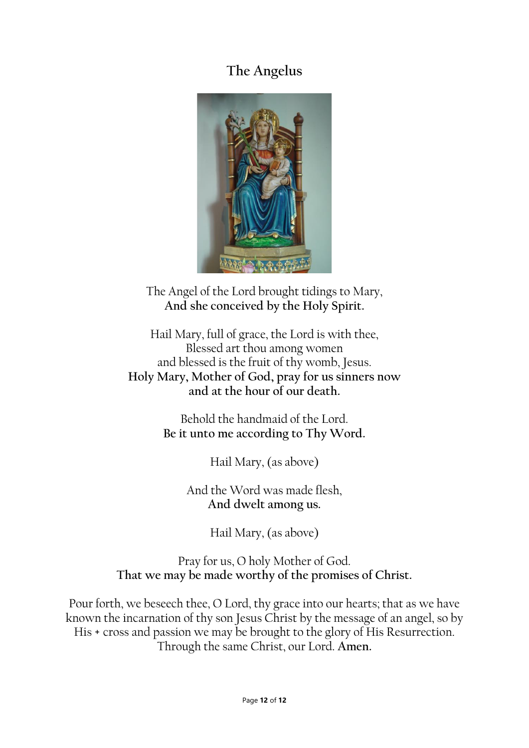# The Angelus

The Angel of the Lord brought tidings to Mary,
**And she conceived by the Holy Spirit.**

Hail Mary, full of grace, the Lord is with thee,
Blessed art thou among women
and blessed is the fruit of thy womb, Jesus.
**Holy Mary, Mother of God, pray for us sinners now and at the hour of our death.**

Behold the handmaid of the Lord.
**Be it unto me according to Thy Word.**

Hail Mary, (as above)

And the Word was made flesh,
**And dwelt among us.**

Hail Mary, (as above)

Pray for us, O holy Mother of God.
**That we may be made worthy of the promises of Christ.**

Pour forth, we beseech thee, O Lord, thy grace into our hearts; that as we have known the incarnation of thy son Jesus Christ by the message of an angel, so by His + cross and passion we may be brought to the glory of His Resurrection. Through the same Christ, our Lord. **Amen.**